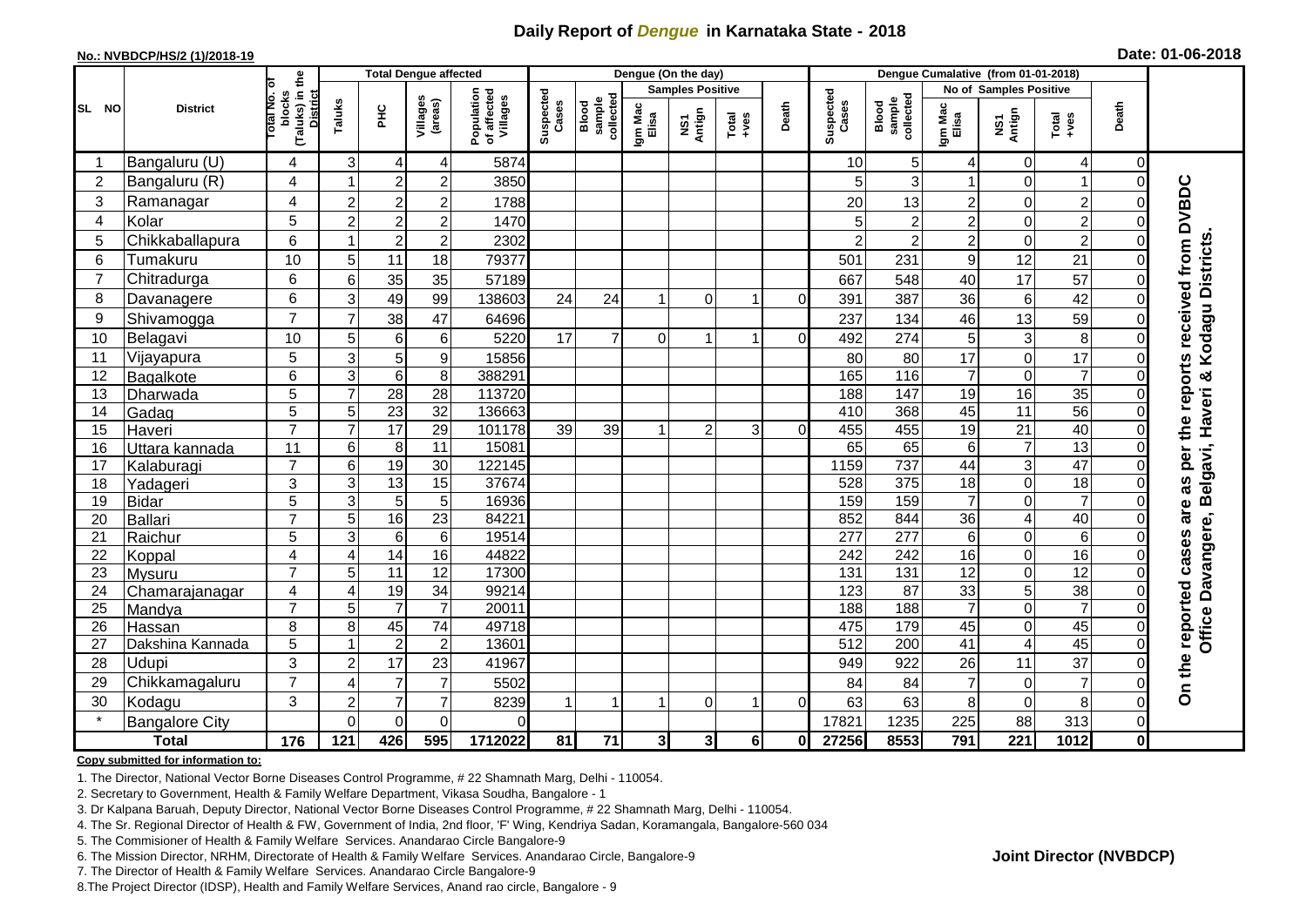# Daily Report of *Dengue* in Karnataka State - 2018

**No.: NVBDCP/HS/2 (1)/2018-19**

**Date: 01-06-2018**

| SL NO | District | Total No. of blocks (Taluks) in the District | Total Dengue affected | | | | Dengue (On the day) | | | | | | | Dengue Cumalative (from 01-01-2018) | | | | | | | |
|---|---|---|---|---|---|---|---|---|---|---|---|---|---|---|---|---|---|---|---|---|
| | | | Taluks | PHC | Villages (areas) | Population of affected Villages | Suspected Cases | Blood sample collected | Samples Positive | | | Death | Suspected Cases | Blood sample collected | No of Samples Positive | | | Death | |
| | | | | | | | | | Igm Mac Elisa | NS1 Antign | Total +ves | | | | Igm Mac Elisa | NS1 Antign | Total +ves | | |
| 1 | Bangaluru (U) | 4 | 3 | 4 | 4 | 5874 | | | | | | | 10 | 5 | 4 | 0 | 4 | 0 | On the reported cases are as per the reports received from DVBDC Office Davangere, Belgavi, Haveri & Kodagu Districts. |
| 2 | Bangaluru (R) | 4 | 1 | 2 | 2 | 3850 | | | | | | | 5 | 3 | 1 | 0 | 1 | 0 | |
| 3 | Ramanagar | 4 | 2 | 2 | 2 | 1788 | | | | | | | 20 | 13 | 2 | 0 | 2 | 0 | |
| 4 | Kolar | 5 | 2 | 2 | 2 | 1470 | | | | | | | 5 | 2 | 2 | 0 | 2 | 0 | |
| 5 | Chikkaballapura | 6 | 1 | 2 | 2 | 2302 | | | | | | | 2 | 2 | 2 | 0 | 2 | 0 | |
| 6 | Tumakuru | 10 | 5 | 11 | 18 | 79377 | | | | | | | 501 | 231 | 9 | 12 | 21 | 0 | |
| 7 | Chitradurga | 6 | 6 | 35 | 35 | 57189 | | | | | | | 667 | 548 | 40 | 17 | 57 | 0 | |
| 8 | Davanagere | 6 | 3 | 49 | 99 | 138603 | 24 | 24 | 1 | 0 | 1 | 0 | 391 | 387 | 36 | 6 | 42 | 0 | |
| 9 | Shivamogga | 7 | 7 | 38 | 47 | 64696 | | | | | | | 237 | 134 | 46 | 13 | 59 | 0 | |
| 10 | Belagavi | 10 | 5 | 6 | 6 | 5220 | 17 | 7 | 0 | 1 | 1 | 0 | 492 | 274 | 5 | 3 | 8 | 0 | |
| 11 | Vijayapura | 5 | 3 | 5 | 9 | 15856 | | | | | | | 80 | 80 | 17 | 0 | 17 | 0 | |
| 12 | Bagalkote | 6 | 3 | 6 | 8 | 388291 | | | | | | | 165 | 116 | 7 | 0 | 7 | 0 | |
| 13 | Dharwada | 5 | 7 | 28 | 28 | 113720 | | | | | | | 188 | 147 | 19 | 16 | 35 | 0 | |
| 14 | Gadag | 5 | 5 | 23 | 32 | 136663 | | | | | | | 410 | 368 | 45 | 11 | 56 | 0 | |
| 15 | Haveri | 7 | 7 | 17 | 29 | 101178 | 39 | 39 | 1 | 2 | 3 | 0 | 455 | 455 | 19 | 21 | 40 | 0 | |
| 16 | Uttara kannada | 11 | 6 | 8 | 11 | 15081 | | | | | | | 65 | 65 | 6 | 7 | 13 | 0 | |
| 17 | Kalaburagi | 7 | 6 | 19 | 30 | 122145 | | | | | | | 1159 | 737 | 44 | 3 | 47 | 0 | |
| 18 | Yadageri | 3 | 3 | 13 | 15 | 37674 | | | | | | | 528 | 375 | 18 | 0 | 18 | 0 | |
| 19 | Bidar | 5 | 3 | 5 | 5 | 16936 | | | | | | | 159 | 159 | 7 | 0 | 7 | 0 | |
| 20 | Ballari | 7 | 5 | 16 | 23 | 84221 | | | | | | | 852 | 844 | 36 | 4 | 40 | 0 | |
| 21 | Raichur | 5 | 3 | 6 | 6 | 19514 | | | | | | | 277 | 277 | 6 | 0 | 6 | 0 | |
| 22 | Koppal | 4 | 4 | 14 | 16 | 44822 | | | | | | | 242 | 242 | 16 | 0 | 16 | 0 | |
| 23 | Mysuru | 7 | 5 | 11 | 12 | 17300 | | | | | | | 131 | 131 | 12 | 0 | 12 | 0 | |
| 24 | Chamarajanagar | 4 | 4 | 19 | 34 | 99214 | | | | | | | 123 | 87 | 33 | 5 | 38 | 0 | |
| 25 | Mandya | 7 | 5 | 7 | 7 | 20011 | | | | | | | 188 | 188 | 7 | 0 | 7 | 0 | |
| 26 | Hassan | 8 | 8 | 45 | 74 | 49718 | | | | | | | 475 | 179 | 45 | 0 | 45 | 0 | |
| 27 | Dakshina Kannada | 5 | 1 | 2 | 2 | 13601 | | | | | | | 512 | 200 | 41 | 4 | 45 | 0 | |
| 28 | Udupi | 3 | 2 | 17 | 23 | 41967 | | | | | | | 949 | 922 | 26 | 11 | 37 | 0 | |
| 29 | Chikkamagaluru | 7 | 4 | 7 | 7 | 5502 | | | | | | | 84 | 84 | 7 | 0 | 7 | 0 | |
| 30 | Kodagu | 3 | 2 | 7 | 7 | 8239 | 1 | 1 | 1 | 0 | 1 | 0 | 63 | 63 | 8 | 0 | 8 | 0 | |
| * | Bangalore City | | 0 | 0 | 0 | 0 | | | | | | | 17821 | 1235 | 225 | 88 | 313 | 0 | |
| **Total** | | **176** | **121** | **426** | **595** | **1712022** | **81** | **71** | **3** | **3** | **6** | **0** | **27256** | **8553** | **791** | **221** | **1012** | **0** | |

**Copy submitted for information to:**

1. The Director, National Vector Borne Diseases Control Programme, # 22 Shamnath Marg, Delhi - 110054.
2. Secretary to Government, Health & Family Welfare Department, Vikasa Soudha, Bangalore - 1
3. Dr Kalpana Baruah, Deputy Director, National Vector Borne Diseases Control Programme, # 22 Shamnath Marg, Delhi - 110054.
4. The Sr. Regional Director of Health & FW, Government of India, 2nd floor, 'F' Wing, Kendriya Sadan, Koramangala, Bangalore-560 034
5. The Commisioner of Health & Family Welfare Services. Anandarao Circle Bangalore-9
6. The Mission Director, NRHM, Directorate of Health & Family Welfare Services. Anandarao Circle, Bangalore-9
7. The Director of Health & Family Welfare Services. Anandarao Circle Bangalore-9
8. The Project Director (IDSP), Health and Family Welfare Services, Anand rao circle, Bangalore - 9

**Joint Director (NVBDCP)**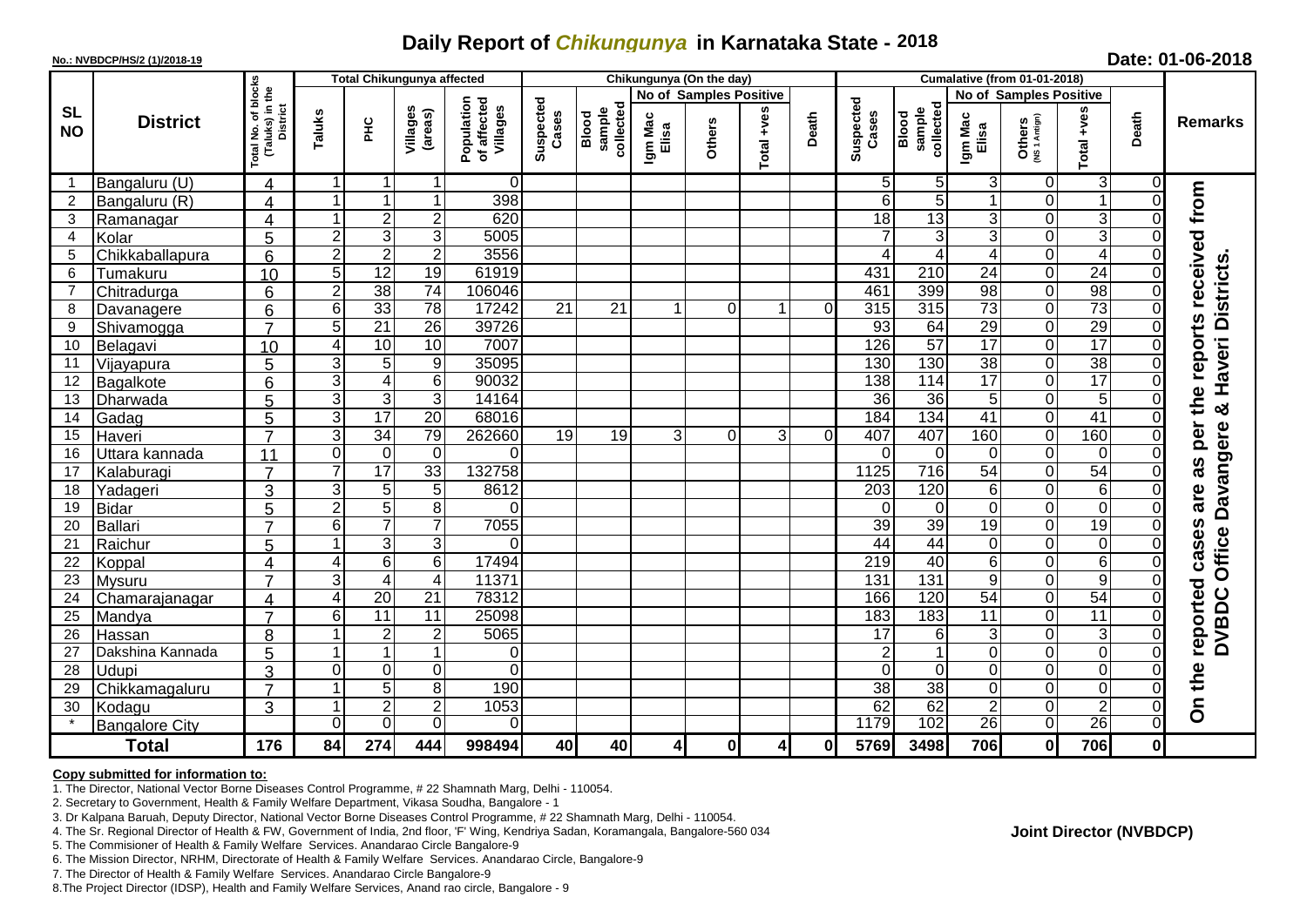# Daily Report of *Chikungunya* in Karnataka State - 2018

**No.: NVBDCP/HS/2 (1)/2018-19**

**Date: 01-06-2018**

| SL NO | District | Total No. of blocks (Taluks) in the District | Total Chikungunya affected | | | | Chikungunya (On the day) | | | | | | | Cumalative (from 01-01-2018) | | | | | | | Remarks |
|---|---|---|---|---|---|---|---|---|---|---|---|---|---|---|---|---|---|---|---|---|---|
| | | | | | | | | | No of Samples Positive | | | | | | | No of Samples Positive | | | | | |
| | | | Taluks | PHC | Villages (areas) | Population of affected Villages | Suspected Cases | Blood sample collected | Igm Mac Elisa | Others | Total +ves | Death | Suspected Cases | Blood sample collected | Igm Mac Elisa | Others (NS 1 Antign) | Total +ves | Death | |
| 1 | Bangaluru (U) | 4 | 1 | 1 | 1 | 0 | | | | | | | 5 | 5 | 3 | 0 | 3 | 0 | On the reported cases are as per the reports received from DVBDC Office Davangere & Haveri Districts. |
| 2 | Bangaluru (R) | 4 | 1 | 1 | 1 | 398 | | | | | | | 6 | 5 | 1 | 0 | 1 | 0 | |
| 3 | Ramanagar | 4 | 1 | 2 | 2 | 620 | | | | | | | 18 | 13 | 3 | 0 | 3 | 0 | |
| 4 | Kolar | 5 | 2 | 3 | 3 | 5005 | | | | | | | 7 | 3 | 3 | 0 | 3 | 0 | |
| 5 | Chikkaballapura | 6 | 2 | 2 | 2 | 3556 | | | | | | | 4 | 4 | 4 | 0 | 4 | 0 | |
| 6 | Tumakuru | 10 | 5 | 12 | 19 | 61919 | | | | | | | 431 | 210 | 24 | 0 | 24 | 0 | |
| 7 | Chitradurga | 6 | 2 | 38 | 74 | 106046 | | | | | | | 461 | 399 | 98 | 0 | 98 | 0 | |
| 8 | Davanagere | 6 | 6 | 33 | 78 | 17242 | 21 | 21 | 1 | 0 | 1 | 0 | 315 | 315 | 73 | 0 | 73 | 0 | |
| 9 | Shivamogga | 7 | 5 | 21 | 26 | 39726 | | | | | | | 93 | 64 | 29 | 0 | 29 | 0 | |
| 10 | Belagavi | 10 | 4 | 10 | 10 | 7007 | | | | | | | 126 | 57 | 17 | 0 | 17 | 0 | |
| 11 | Vijayapura | 5 | 3 | 5 | 9 | 35095 | | | | | | | 130 | 130 | 38 | 0 | 38 | 0 | |
| 12 | Bagalkote | 6 | 3 | 4 | 6 | 90032 | | | | | | | 138 | 114 | 17 | 0 | 17 | 0 | |
| 13 | Dharwada | 5 | 3 | 3 | 3 | 14164 | | | | | | | 36 | 36 | 5 | 0 | 5 | 0 | |
| 14 | Gadag | 5 | 3 | 17 | 20 | 68016 | | | | | | | 184 | 134 | 41 | 0 | 41 | 0 | |
| 15 | Haveri | 7 | 3 | 34 | 79 | 262660 | 19 | 19 | 3 | 0 | 3 | 0 | 407 | 407 | 160 | 0 | 160 | 0 | |
| 16 | Uttara kannada | 11 | 0 | 0 | 0 | 0 | | | | | | | 0 | 0 | 0 | 0 | 0 | 0 | |
| 17 | Kalaburagi | 7 | 7 | 17 | 33 | 132758 | | | | | | | 1125 | 716 | 54 | 0 | 54 | 0 | |
| 18 | Yadageri | 3 | 3 | 5 | 5 | 8612 | | | | | | | 203 | 120 | 6 | 0 | 6 | 0 | |
| 19 | Bidar | 5 | 2 | 5 | 8 | 0 | | | | | | | 0 | 0 | 0 | 0 | 0 | 0 | |
| 20 | Ballari | 7 | 6 | 7 | 7 | 7055 | | | | | | | 39 | 39 | 19 | 0 | 19 | 0 | |
| 21 | Raichur | 5 | 1 | 3 | 3 | 0 | | | | | | | 44 | 44 | 0 | 0 | 0 | 0 | |
| 22 | Koppal | 4 | 4 | 6 | 6 | 17494 | | | | | | | 219 | 40 | 6 | 0 | 6 | 0 | |
| 23 | Mysuru | 7 | 3 | 4 | 4 | 11371 | | | | | | | 131 | 131 | 9 | 0 | 9 | 0 | |
| 24 | Chamarajanagar | 4 | 4 | 20 | 21 | 78312 | | | | | | | 166 | 120 | 54 | 0 | 54 | 0 | |
| 25 | Mandya | 7 | 6 | 11 | 11 | 25098 | | | | | | | 183 | 183 | 11 | 0 | 11 | 0 | |
| 26 | Hassan | 8 | 1 | 2 | 2 | 5065 | | | | | | | 17 | 6 | 3 | 0 | 3 | 0 | |
| 27 | Dakshina Kannada | 5 | 1 | 1 | 1 | 0 | | | | | | | 2 | 1 | 0 | 0 | 0 | 0 | |
| 28 | Udupi | 3 | 0 | 0 | 0 | 0 | | | | | | | 0 | 0 | 0 | 0 | 0 | 0 | |
| 29 | Chikkamagaluru | 7 | 1 | 5 | 8 | 190 | | | | | | | 38 | 38 | 0 | 0 | 0 | 0 | |
| 30 | Kodagu | 3 | 1 | 2 | 2 | 1053 | | | | | | | 62 | 62 | 2 | 0 | 2 | 0 | |
| * | Bangalore City | | 0 | 0 | 0 | 0 | | | | | | | 1179 | 102 | 26 | 0 | 26 | 0 | |
| **Total** | | **176** | **84** | **274** | **444** | **998494** | **40** | **40** | **4** | **0** | **4** | **0** | **5769** | **3498** | **706** | **0** | **706** | **0** | |

**Copy submitted for information to:**

1. The Director, National Vector Borne Diseases Control Programme, # 22 Shamnath Marg, Delhi - 110054.
2. Secretary to Government, Health & Family Welfare Department, Vikasa Soudha, Bangalore - 1
3. Dr Kalpana Baruah, Deputy Director, National Vector Borne Diseases Control Programme, # 22 Shamnath Marg, Delhi - 110054.
4. The Sr. Regional Director of Health & FW, Government of India, 2nd floor, 'F' Wing, Kendriya Sadan, Koramangala, Bangalore-560 034
5. The Commisioner of Health & Family Welfare Services. Anandarao Circle Bangalore-9
6. The Mission Director, NRHM, Directorate of Health & Family Welfare Services. Anandarao Circle, Bangalore-9
7. The Director of Health & Family Welfare Services. Anandarao Circle Bangalore-9
8.The Project Director (IDSP), Health and Family Welfare Services, Anand rao circle, Bangalore - 9

**Joint Director (NVBDCP)**